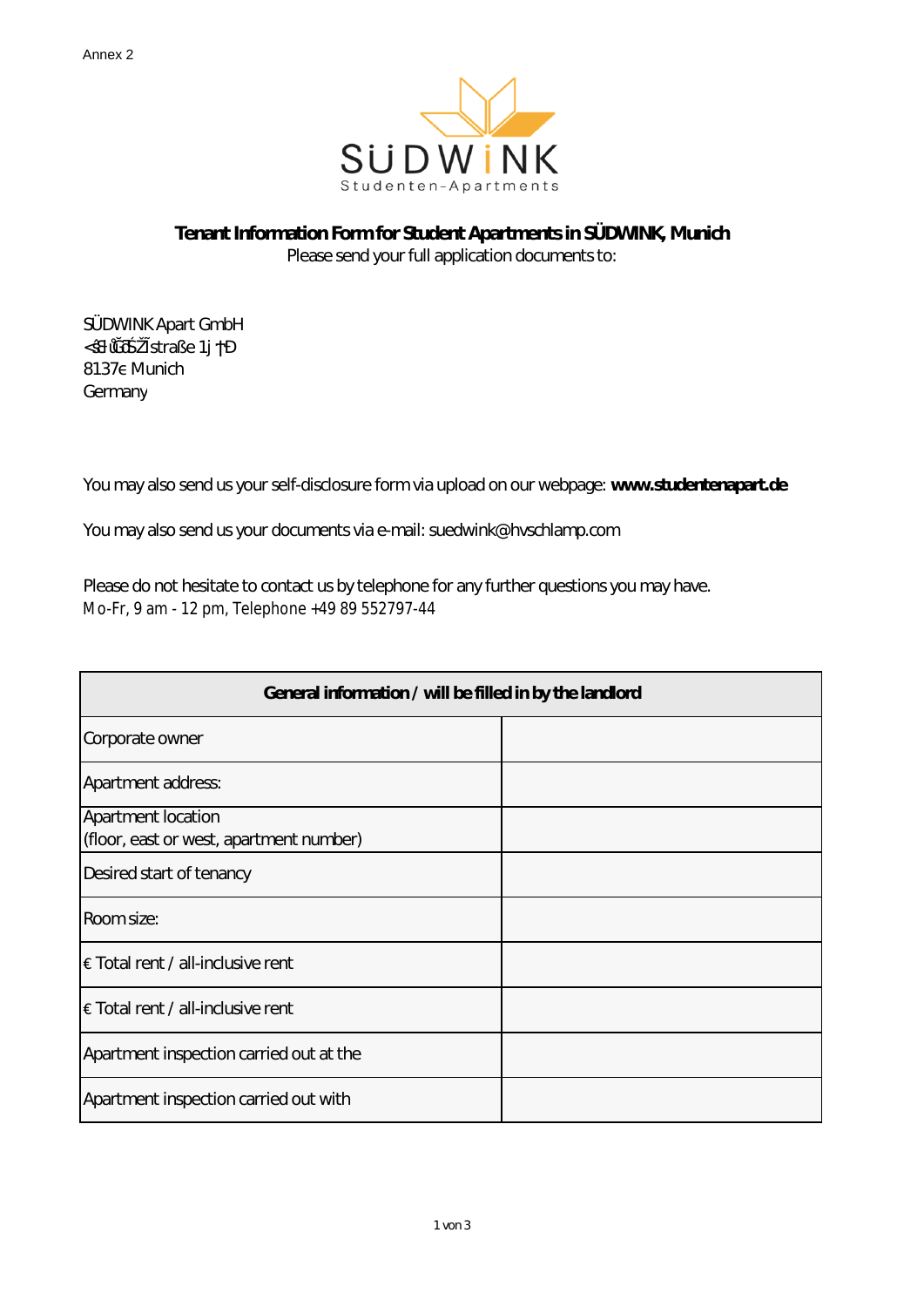Annex 2

SÜDWINK
Studenten-Apartments

**Tenant Information Form for Student Apartments in SÜDWINK, Munich**

Please send your full application documents to:

SÜDWINK Apart GmbH
<ŝĞůĞƌƐƚƌĂßĞ 1j †Đ
8137є Munich
Germany

You may also send us your self-disclosure form via upload on our webpage: **www.studentenapart.de**

You may also send us your documents via e-mail: suedwink@hvschlamp.com

Please do not hesitate to contact us by telephone for any further questions you may have.
Mo-Fr, 9 am - 12 pm, Telephone +49 89 552797-44

| **General information / will be filled in by the landlord** | |
|---|---|
| Corporate owner | |
| Apartment address: | |
| Apartment location (floor, east or west, apartment number) | |
| Desired start of tenancy | |
| Room size: | |
| € Total rent / all-inclusive rent | |
| € Total rent / all-inclusive rent | |
| Apartment inspection carried out at the | |
| Apartment inspection carried out with | |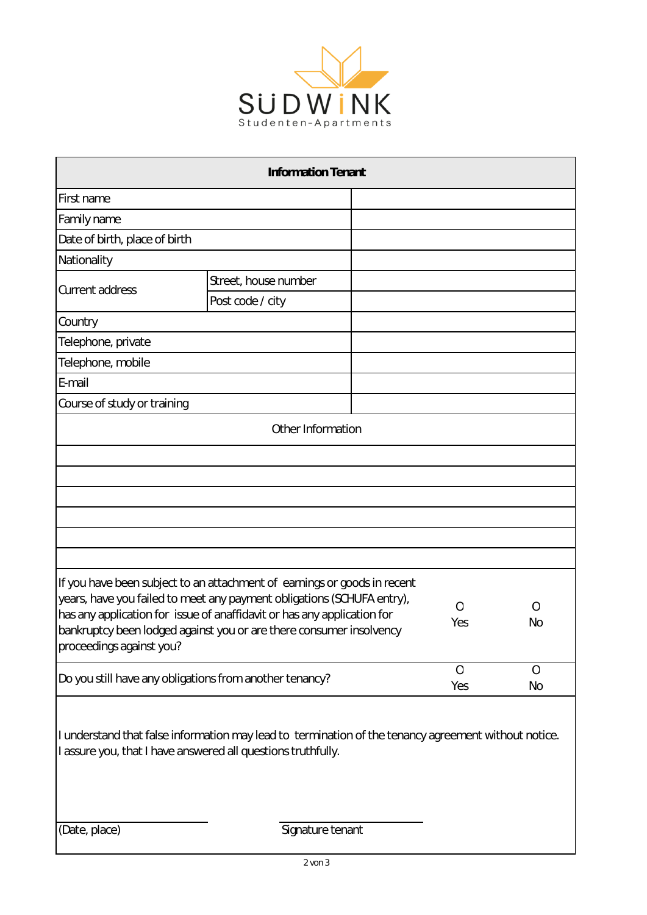SÜDWINK

Studenten-Apartments

| Information Tenant | | |
|---|---|---|
| First name | | |
| Family name | | |
| Date of birth, place of birth | | |
| Nationality | | |
| Current address | Street, house number | |
| | Post code / city | |
| Country | | |
| Telephone, private | | |
| Telephone, mobile | | |
| E-mail | | |
| Course of study or training | | |

**Other Information**

| |
|---|
| |
| |
| |
| |
| |
| |

| | | |
|---|---|---|
| If you have been subject to an attachment of earnings or goods in recent years, have you failed to meet any payment obligations (SCHUFA entry), has any application for issue of anaffidavit or has any application for bankruptcy been lodged against you or are there consumer insolvency proceedings against you? | O Yes | O No |
| Do you still have any obligations from another tenancy? | O Yes | O No |

I understand that false information may lead to termination of the tenancy agreement without notice.
I assure you, that I have answered all questions truthfully.

\_\_\_\_\_\_\_\_\_\_\_\_\_\_\_\_\_\_\_\_ (Date, place)

\_\_\_\_\_\_\_\_\_\_\_\_\_\_\_\_\_\_\_\_ Signature tenant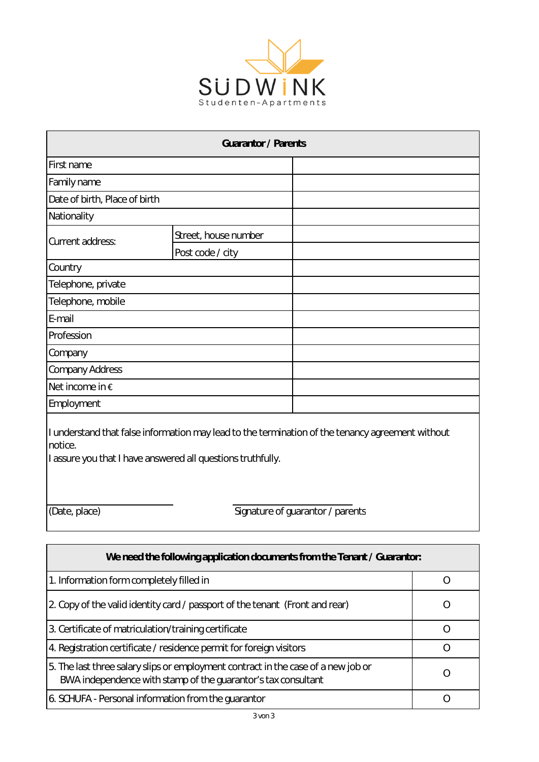SÜDWINK
Studenten-Apartments

| Guarantor / Parents | | |
|---|---|---|
| First name | | |
| Family name | | |
| Date of birth, Place of birth | | |
| Nationality | | |
| Current address: | Street, house number | |
| | Post code / city | |
| Country | | |
| Telephone, private | | |
| Telephone, mobile | | |
| E-mail | | |
| Profession | | |
| Company | | |
| Company Address | | |
| Net income in € | | |
| Employment | | |

I understand that false information may lead to the termination of the tenancy agreement without notice.
I assure you that I have answered all questions truthfully.

(Date, place) Signature of guarantor / parents

| We need the following application documents from the Tenant / Guarantor: | |
|---|---|
| 1. Information form completely filled in | O |
| 2. Copy of the valid identity card / passport of the tenant (Front and rear) | O |
| 3. Certificate of matriculation/training certificate | O |
| 4. Registration certificate / residence permit for foreign visitors | O |
| 5. The last three salary slips or employment contract in the case of a new job or BWA independence with stamp of the guarantor's tax consultant | O |
| 6. SCHUFA - Personal information from the guarantor | O |